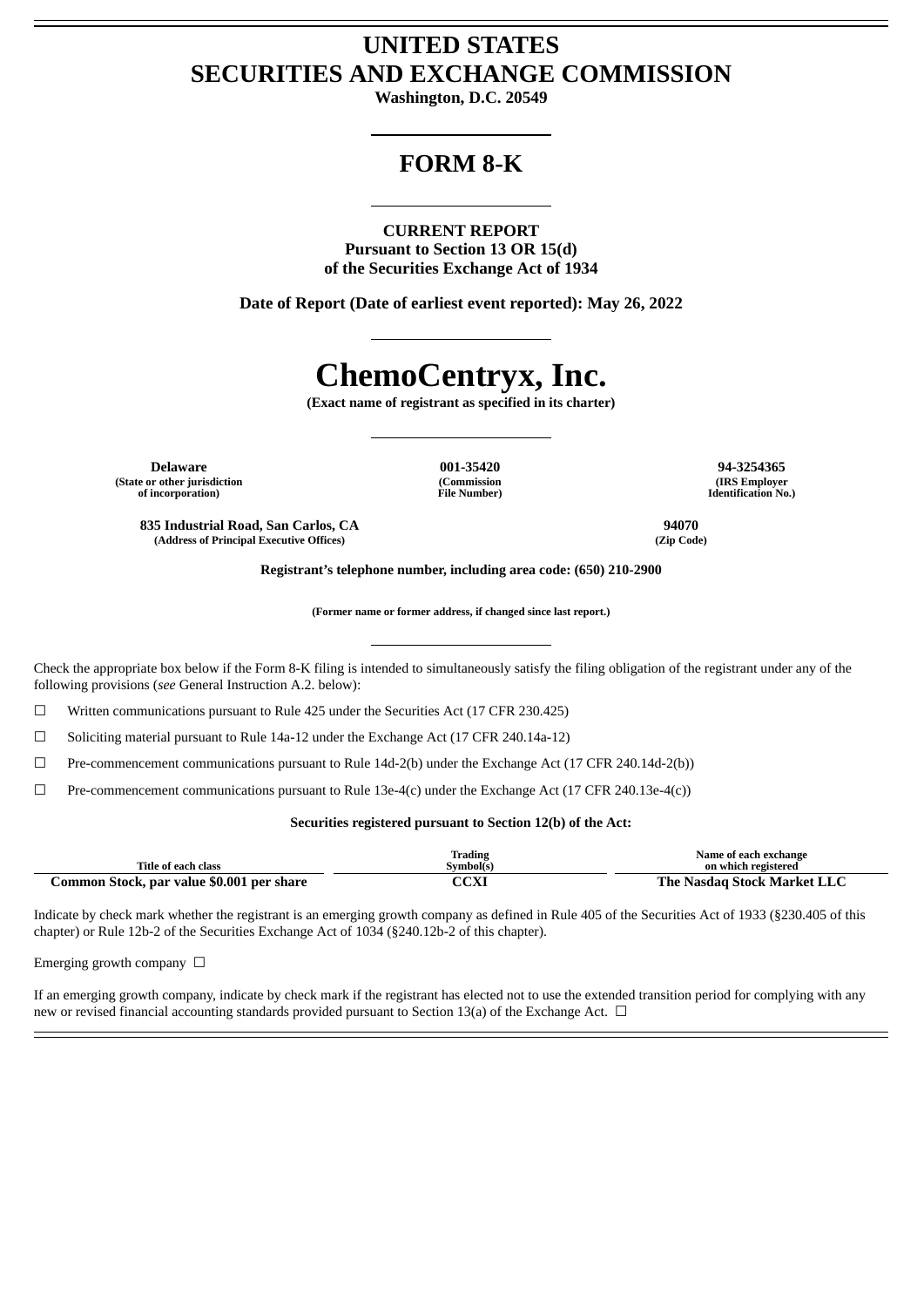# UNITED STATES
# SECURITIES AND EXCHANGE COMMISSION

**Washington, D.C. 20549**

## FORM 8-K

**CURRENT REPORT**
**Pursuant to Section 13 OR 15(d)**
**of the Securities Exchange Act of 1934**

**Date of Report (Date of earliest event reported): May 26, 2022**

# ChemoCentryx, Inc.

**(Exact name of registrant as specified in its charter)**

| Delaware | 001-35420 | 94-3254365 |
|---|---|---|
| (State or other jurisdiction of incorporation) | (Commission File Number) | (IRS Employer Identification No.) |

| 835 Industrial Road, San Carlos, CA | 94070 |
|---|---|
| (Address of Principal Executive Offices) | (Zip Code) |

**Registrant's telephone number, including area code: (650) 210-2900**

**(Former name or former address, if changed since last report.)**

Check the appropriate box below if the Form 8-K filing is intended to simultaneously satisfy the filing obligation of the registrant under any of the following provisions (*see* General Instruction A.2. below):

☐ Written communications pursuant to Rule 425 under the Securities Act (17 CFR 230.425)

☐ Soliciting material pursuant to Rule 14a-12 under the Exchange Act (17 CFR 240.14a-12)

☐ Pre-commencement communications pursuant to Rule 14d-2(b) under the Exchange Act (17 CFR 240.14d-2(b))

☐ Pre-commencement communications pursuant to Rule 13e-4(c) under the Exchange Act (17 CFR 240.13e-4(c))

**Securities registered pursuant to Section 12(b) of the Act:**

| Title of each class | Trading Symbol(s) | Name of each exchange on which registered |
|---|---|---|
| **Common Stock, par value $0.001 per share** | **CCXI** | **The Nasdaq Stock Market LLC** |

Indicate by check mark whether the registrant is an emerging growth company as defined in Rule 405 of the Securities Act of 1933 (§230.405 of this chapter) or Rule 12b-2 of the Securities Exchange Act of 1034 (§240.12b-2 of this chapter).

Emerging growth company ☐

If an emerging growth company, indicate by check mark if the registrant has elected not to use the extended transition period for complying with any new or revised financial accounting standards provided pursuant to Section 13(a) of the Exchange Act. ☐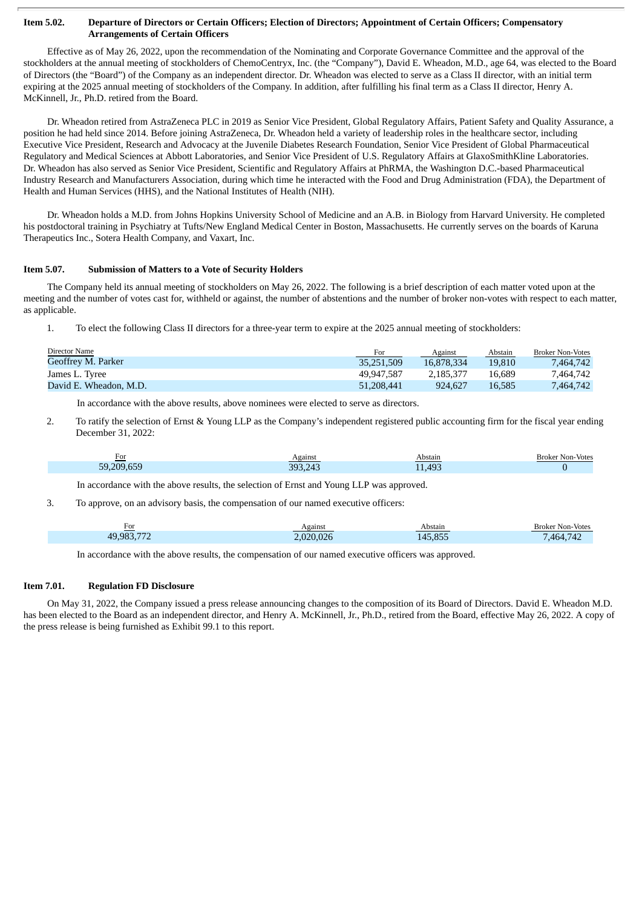**Item 5.02. Departure of Directors or Certain Officers; Election of Directors; Appointment of Certain Officers; Compensatory Arrangements of Certain Officers**

Effective as of May 26, 2022, upon the recommendation of the Nominating and Corporate Governance Committee and the approval of the stockholders at the annual meeting of stockholders of ChemoCentryx, Inc. (the "Company"), David E. Wheadon, M.D., age 64, was elected to the Board of Directors (the "Board") of the Company as an independent director. Dr. Wheadon was elected to serve as a Class II director, with an initial term expiring at the 2025 annual meeting of stockholders of the Company. In addition, after fulfilling his final term as a Class II director, Henry A. McKinnell, Jr., Ph.D. retired from the Board.

Dr. Wheadon retired from AstraZeneca PLC in 2019 as Senior Vice President, Global Regulatory Affairs, Patient Safety and Quality Assurance, a position he had held since 2014. Before joining AstraZeneca, Dr. Wheadon held a variety of leadership roles in the healthcare sector, including Executive Vice President, Research and Advocacy at the Juvenile Diabetes Research Foundation, Senior Vice President of Global Pharmaceutical Regulatory and Medical Sciences at Abbott Laboratories, and Senior Vice President of U.S. Regulatory Affairs at GlaxoSmithKline Laboratories. Dr. Wheadon has also served as Senior Vice President, Scientific and Regulatory Affairs at PhRMA, the Washington D.C.-based Pharmaceutical Industry Research and Manufacturers Association, during which time he interacted with the Food and Drug Administration (FDA), the Department of Health and Human Services (HHS), and the National Institutes of Health (NIH).

Dr. Wheadon holds a M.D. from Johns Hopkins University School of Medicine and an A.B. in Biology from Harvard University. He completed his postdoctoral training in Psychiatry at Tufts/New England Medical Center in Boston, Massachusetts. He currently serves on the boards of Karuna Therapeutics Inc., Sotera Health Company, and Vaxart, Inc.

**Item 5.07. Submission of Matters to a Vote of Security Holders**

The Company held its annual meeting of stockholders on May 26, 2022. The following is a brief description of each matter voted upon at the meeting and the number of votes cast for, withheld or against, the number of abstentions and the number of broker non-votes with respect to each matter, as applicable.

1. To elect the following Class II directors for a three-year term to expire at the 2025 annual meeting of stockholders:

| Director Name | For | Against | Abstain | Broker Non-Votes |
|---|---|---|---|---|
| Geoffrey M. Parker | 35,251,509 | 16,878,334 | 19,810 | 7,464,742 |
| James L. Tyree | 49,947,587 | 2,185,377 | 16,689 | 7,464,742 |
| David E. Wheadon, M.D. | 51,208,441 | 924,627 | 16,585 | 7,464,742 |

In accordance with the above results, above nominees were elected to serve as directors.

2. To ratify the selection of Ernst & Young LLP as the Company's independent registered public accounting firm for the fiscal year ending December 31, 2022:

| For | Against | Abstain | Broker Non-Votes |
|---|---|---|---|
| 59,209,659 | 393,243 | 11,493 | 0 |

In accordance with the above results, the selection of Ernst and Young LLP was approved.

3. To approve, on an advisory basis, the compensation of our named executive officers:

| For | Against | Abstain | Broker Non-Votes |
|---|---|---|---|
| 49,983,772 | 2,020,026 | 145,855 | 7,464,742 |

In accordance with the above results, the compensation of our named executive officers was approved.

**Item 7.01. Regulation FD Disclosure**

On May 31, 2022, the Company issued a press release announcing changes to the composition of its Board of Directors. David E. Wheadon M.D. has been elected to the Board as an independent director, and Henry A. McKinnell, Jr., Ph.D., retired from the Board, effective May 26, 2022. A copy of the press release is being furnished as Exhibit 99.1 to this report.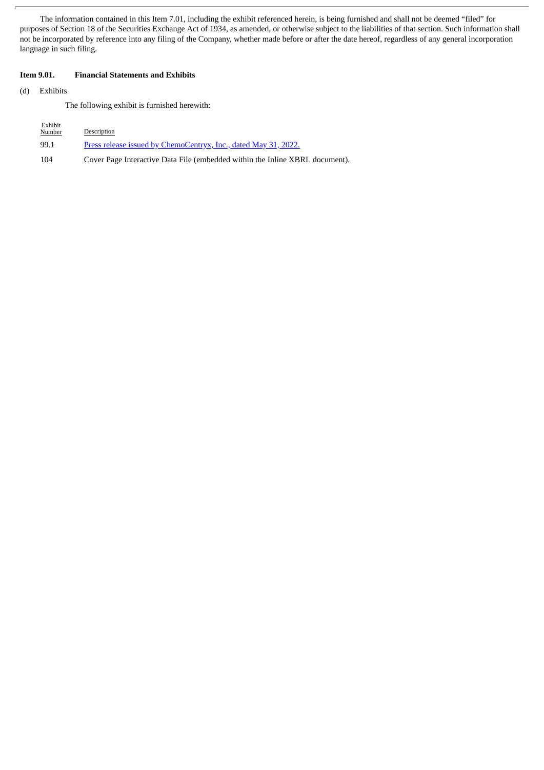The information contained in this Item 7.01, including the exhibit referenced herein, is being furnished and shall not be deemed "filed" for purposes of Section 18 of the Securities Exchange Act of 1934, as amended, or otherwise subject to the liabilities of that section. Such information shall not be incorporated by reference into any filing of the Company, whether made before or after the date hereof, regardless of any general incorporation language in such filing.

**Item 9.01. Financial Statements and Exhibits**

(d) Exhibits

The following exhibit is furnished herewith:

| Exhibit Number | Description |
|---|---|
| 99.1 | Press release issued by ChemoCentryx, Inc., dated May 31, 2022. |
| 104 | Cover Page Interactive Data File (embedded within the Inline XBRL document). |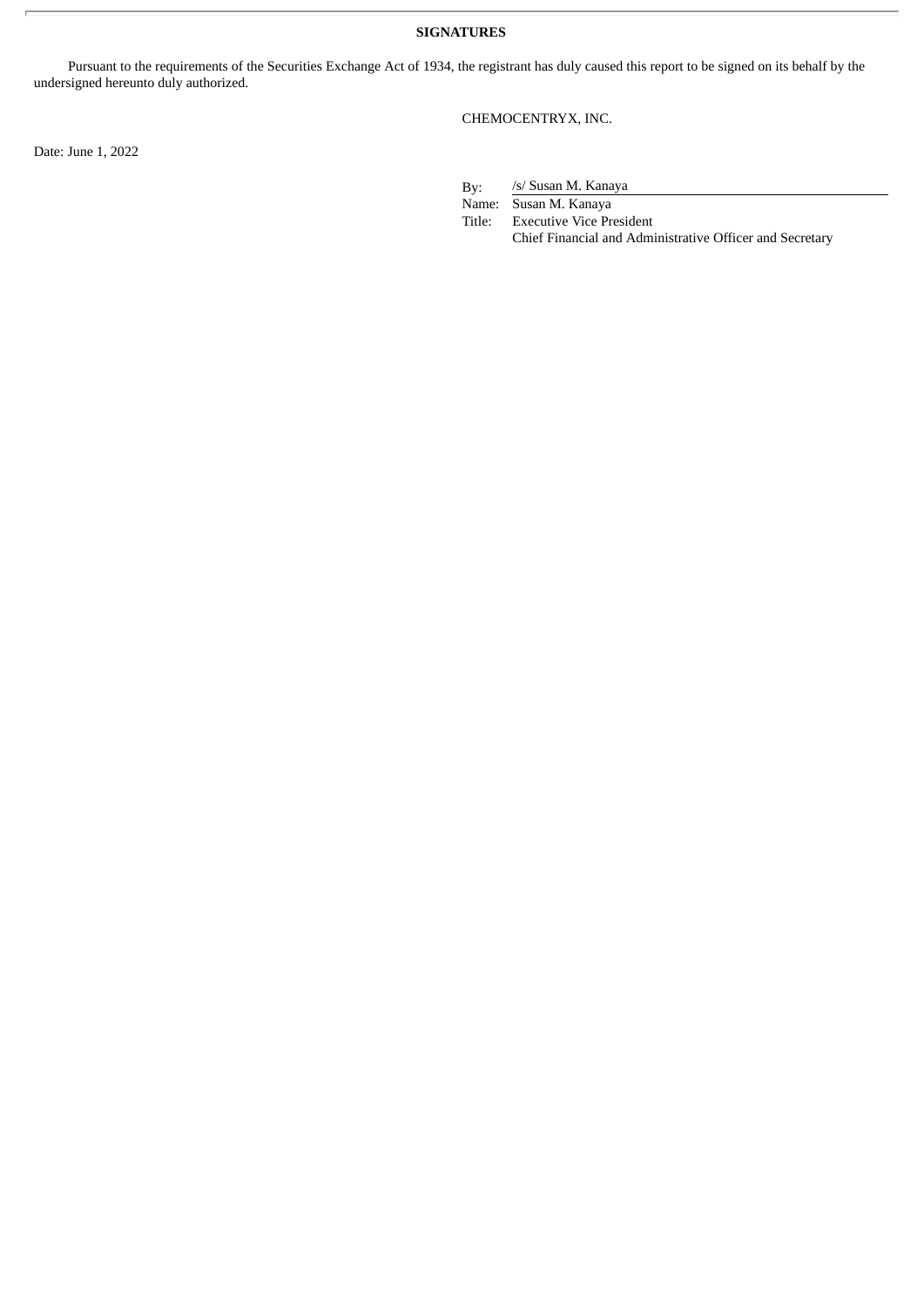## SIGNATURES

Pursuant to the requirements of the Securities Exchange Act of 1934, the registrant has duly caused this report to be signed on its behalf by the undersigned hereunto duly authorized.

CHEMOCENTRYX, INC.

Date: June 1, 2022

By: /s/ Susan M. Kanaya
Name: Susan M. Kanaya
Title: Executive Vice President
Chief Financial and Administrative Officer and Secretary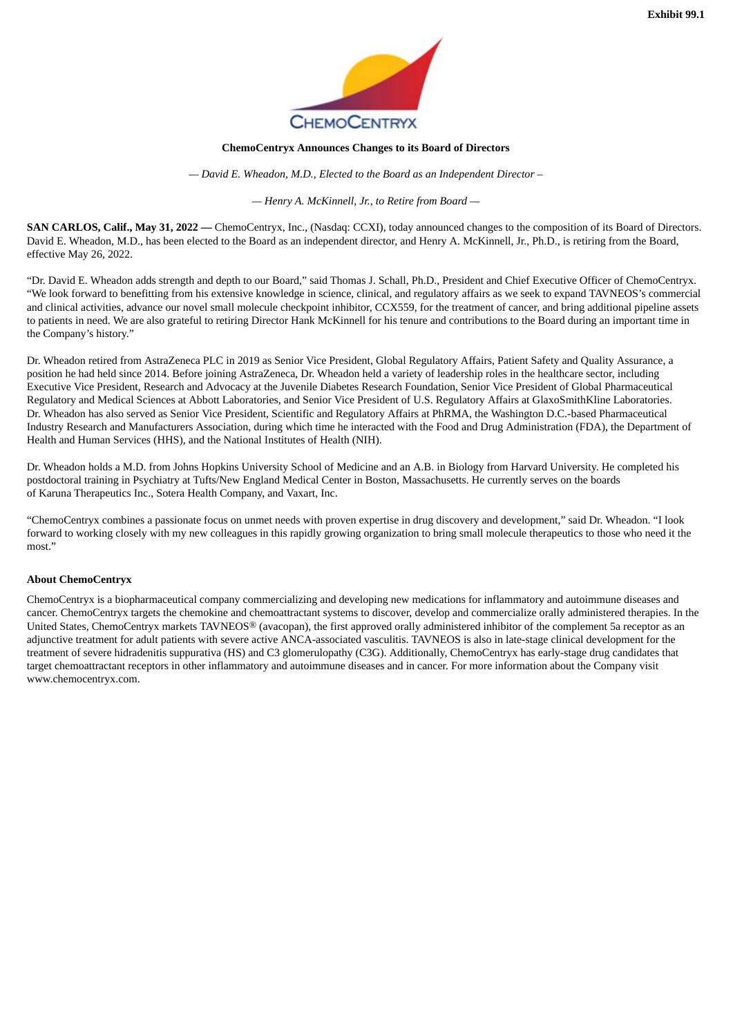Exhibit 99.1

**ChemoCentryx Announces Changes to its Board of Directors**

*— David E. Wheadon, M.D., Elected to the Board as an Independent Director –*

*— Henry A. McKinnell, Jr., to Retire from Board —*

**SAN CARLOS, Calif., May 31, 2022 —** ChemoCentryx, Inc., (Nasdaq: CCXI), today announced changes to the composition of its Board of Directors. David E. Wheadon, M.D., has been elected to the Board as an independent director, and Henry A. McKinnell, Jr., Ph.D., is retiring from the Board, effective May 26, 2022.

"Dr. David E. Wheadon adds strength and depth to our Board," said Thomas J. Schall, Ph.D., President and Chief Executive Officer of ChemoCentryx. "We look forward to benefitting from his extensive knowledge in science, clinical, and regulatory affairs as we seek to expand TAVNEOS's commercial and clinical activities, advance our novel small molecule checkpoint inhibitor, CCX559, for the treatment of cancer, and bring additional pipeline assets to patients in need. We are also grateful to retiring Director Hank McKinnell for his tenure and contributions to the Board during an important time in the Company's history."

Dr. Wheadon retired from AstraZeneca PLC in 2019 as Senior Vice President, Global Regulatory Affairs, Patient Safety and Quality Assurance, a position he had held since 2014. Before joining AstraZeneca, Dr. Wheadon held a variety of leadership roles in the healthcare sector, including Executive Vice President, Research and Advocacy at the Juvenile Diabetes Research Foundation, Senior Vice President of Global Pharmaceutical Regulatory and Medical Sciences at Abbott Laboratories, and Senior Vice President of U.S. Regulatory Affairs at GlaxoSmithKline Laboratories. Dr. Wheadon has also served as Senior Vice President, Scientific and Regulatory Affairs at PhRMA, the Washington D.C.-based Pharmaceutical Industry Research and Manufacturers Association, during which time he interacted with the Food and Drug Administration (FDA), the Department of Health and Human Services (HHS), and the National Institutes of Health (NIH).

Dr. Wheadon holds a M.D. from Johns Hopkins University School of Medicine and an A.B. in Biology from Harvard University. He completed his postdoctoral training in Psychiatry at Tufts/New England Medical Center in Boston, Massachusetts. He currently serves on the boards of Karuna Therapeutics Inc., Sotera Health Company, and Vaxart, Inc.

"ChemoCentryx combines a passionate focus on unmet needs with proven expertise in drug discovery and development," said Dr. Wheadon. "I look forward to working closely with my new colleagues in this rapidly growing organization to bring small molecule therapeutics to those who need it the most."

**About ChemoCentryx**

ChemoCentryx is a biopharmaceutical company commercializing and developing new medications for inflammatory and autoimmune diseases and cancer. ChemoCentryx targets the chemokine and chemoattractant systems to discover, develop and commercialize orally administered therapies. In the United States, ChemoCentryx markets TAVNEOS® (avacopan), the first approved orally administered inhibitor of the complement 5a receptor as an adjunctive treatment for adult patients with severe active ANCA-associated vasculitis. TAVNEOS is also in late-stage clinical development for the treatment of severe hidradenitis suppurativa (HS) and C3 glomerulopathy (C3G). Additionally, ChemoCentryx has early-stage drug candidates that target chemoattractant receptors in other inflammatory and autoimmune diseases and in cancer. For more information about the Company visit www.chemocentryx.com.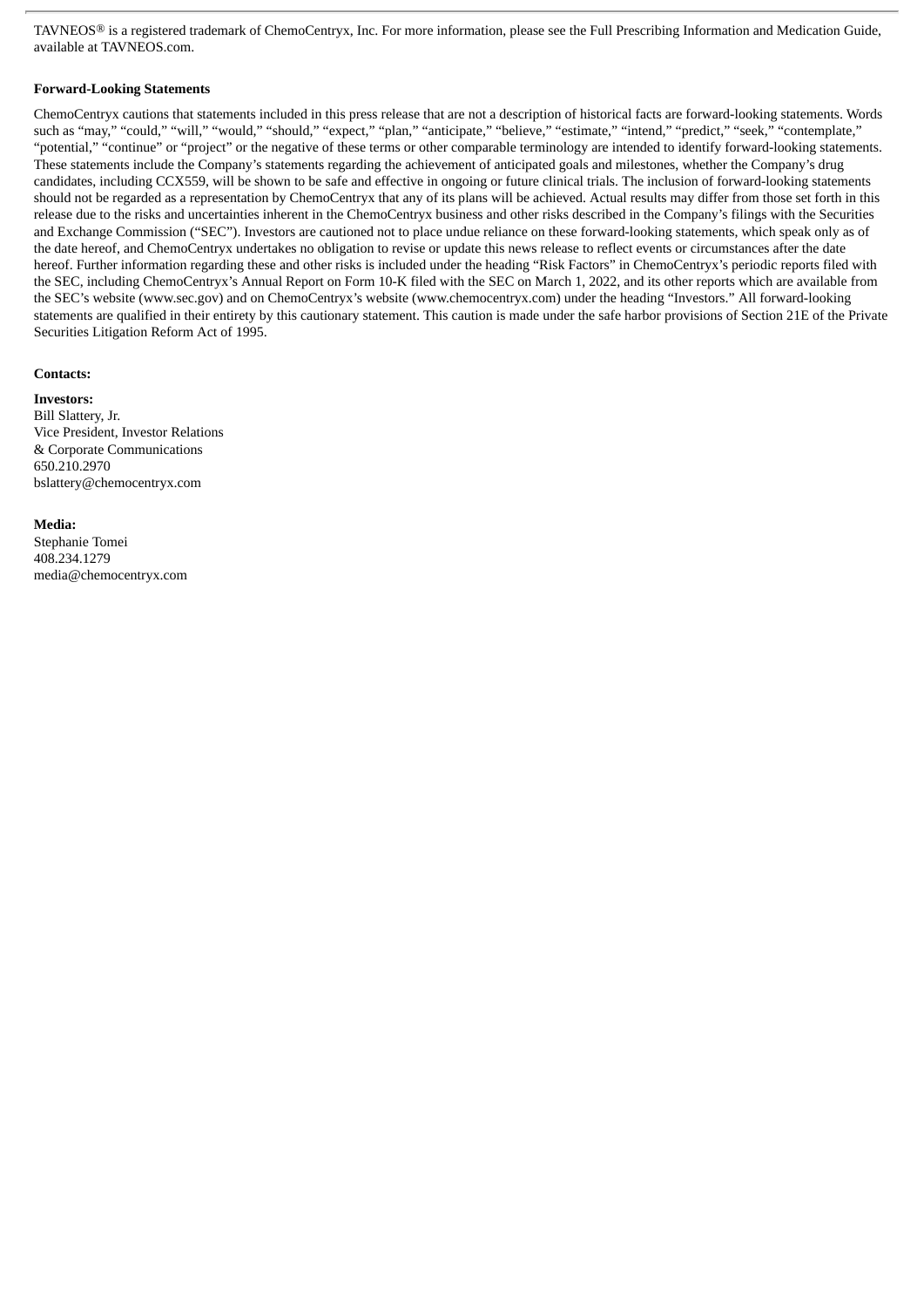TAVNEOS® is a registered trademark of ChemoCentryx, Inc. For more information, please see the Full Prescribing Information and Medication Guide, available at TAVNEOS.com.

**Forward-Looking Statements**

ChemoCentryx cautions that statements included in this press release that are not a description of historical facts are forward-looking statements. Words such as "may," "could," "will," "would," "should," "expect," "plan," "anticipate," "believe," "estimate," "intend," "predict," "seek," "contemplate," "potential," "continue" or "project" or the negative of these terms or other comparable terminology are intended to identify forward-looking statements. These statements include the Company's statements regarding the achievement of anticipated goals and milestones, whether the Company's drug candidates, including CCX559, will be shown to be safe and effective in ongoing or future clinical trials. The inclusion of forward-looking statements should not be regarded as a representation by ChemoCentryx that any of its plans will be achieved. Actual results may differ from those set forth in this release due to the risks and uncertainties inherent in the ChemoCentryx business and other risks described in the Company's filings with the Securities and Exchange Commission ("SEC"). Investors are cautioned not to place undue reliance on these forward-looking statements, which speak only as of the date hereof, and ChemoCentryx undertakes no obligation to revise or update this news release to reflect events or circumstances after the date hereof. Further information regarding these and other risks is included under the heading "Risk Factors" in ChemoCentryx's periodic reports filed with the SEC, including ChemoCentryx's Annual Report on Form 10-K filed with the SEC on March 1, 2022, and its other reports which are available from the SEC's website (www.sec.gov) and on ChemoCentryx's website (www.chemocentryx.com) under the heading "Investors." All forward-looking statements are qualified in their entirety by this cautionary statement. This caution is made under the safe harbor provisions of Section 21E of the Private Securities Litigation Reform Act of 1995.

**Contacts:**

**Investors:**
Bill Slattery, Jr.
Vice President, Investor Relations
& Corporate Communications
650.210.2970
bslattery@chemocentryx.com

**Media:**
Stephanie Tomei
408.234.1279
media@chemocentryx.com